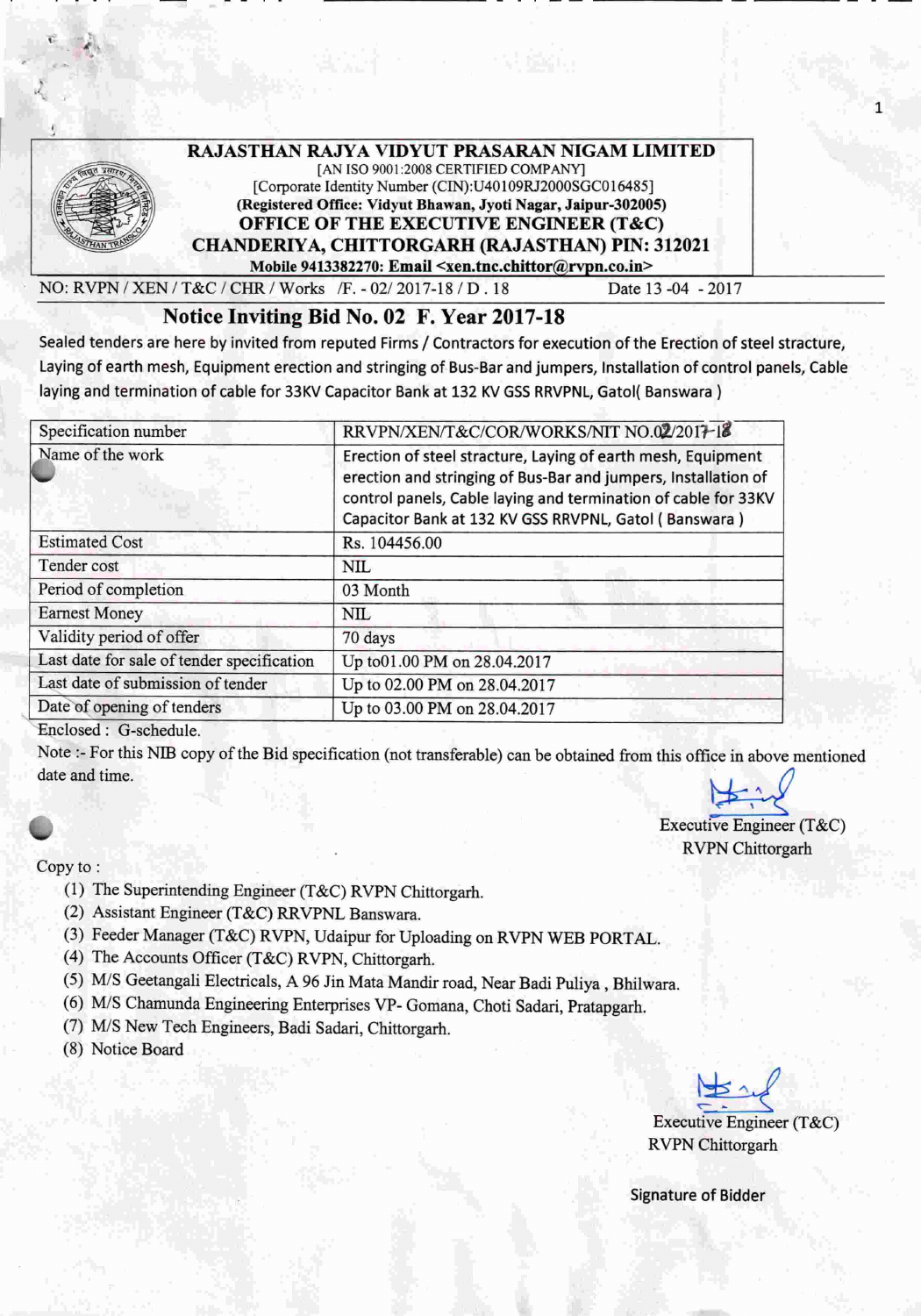# RAJASTHAN RAJYA VIDYUT PRASARAN NIGAM LIMITED

[AN ISO 9001:2008 CERTIFIED COMPANY]

[Corporate Identity Number (CIN):U40109RJ2000SGC016485]

**(Registered Office: Vidyut Bhawan, Jyoti Nagar, Jaipur-302005)**

**OFFICE OF THE EXECUTIVE ENGINEER (T&C)**

**CHANDERIYA, CHITTORGARH (RAJASTHAN) PIN: 312021**

**Mobile 9413382270: Email <xen.tnc.chittor@rvpn.co.in>**

NO: RVPN / XEN / T&C / CHR / Works /F. - 02/ 2017-18 / D . 18 Date 13 -04 - 2017

## Notice Inviting Bid No. 02 F. Year 2017-18

Sealed tenders are here by invited from reputed Firms / Contractors for execution of the Erection of steel stracture, Laying of earth mesh, Equipment erection and stringing of Bus-Bar and jumpers, Installation of control panels, Cable laying and termination of cable for 33KV Capacitor Bank at 132 KV GSS RRVPNL, Gatol( Banswara )

| Specification number | RRVPN/XEN/T&C/COR/WORKS/NIT NO.02/2017-18 |
|---|---|
| Name of the work | Erection of steel stracture, Laying of earth mesh, Equipment erection and stringing of Bus-Bar and jumpers, Installation of control panels, Cable laying and termination of cable for 33KV Capacitor Bank at 132 KV GSS RRVPNL, Gatol ( Banswara ) |
| Estimated Cost | Rs. 104456.00 |
| Tender cost | NIL |
| Period of completion | 03 Month |
| Earnest Money | NIL |
| Validity period of offer | 70 days |
| Last date for sale of tender specification | Up to01.00 PM on 28.04.2017 |
| Last date of submission of tender | Up to 02.00 PM on 28.04.2017 |
| Date of opening of tenders | Up to 03.00 PM on 28.04.2017 |

Enclosed : G-schedule.

Note :- For this NIB copy of the Bid specification (not transferable) can be obtained from this office in above mentioned date and time.

Executive Engineer (T&C)
RVPN Chittorgarh

Copy to :

1. The Superintending Engineer (T&C) RVPN Chittorgarh.
2. Assistant Engineer (T&C) RRVPNL Banswara.
3. Feeder Manager (T&C) RVPN, Udaipur for Uploading on RVPN WEB PORTAL.
4. The Accounts Officer (T&C) RVPN, Chittorgarh.
5. M/S Geetangali Electricals, A 96 Jin Mata Mandir road, Near Badi Puliya , Bhilwara.
6. M/S Chamunda Engineering Enterprises VP- Gomana, Choti Sadari, Pratapgarh.
7. M/S New Tech Engineers, Badi Sadari, Chittorgarh.
8. Notice Board

Executive Engineer (T&C)
RVPN Chittorgarh

Signature of Bidder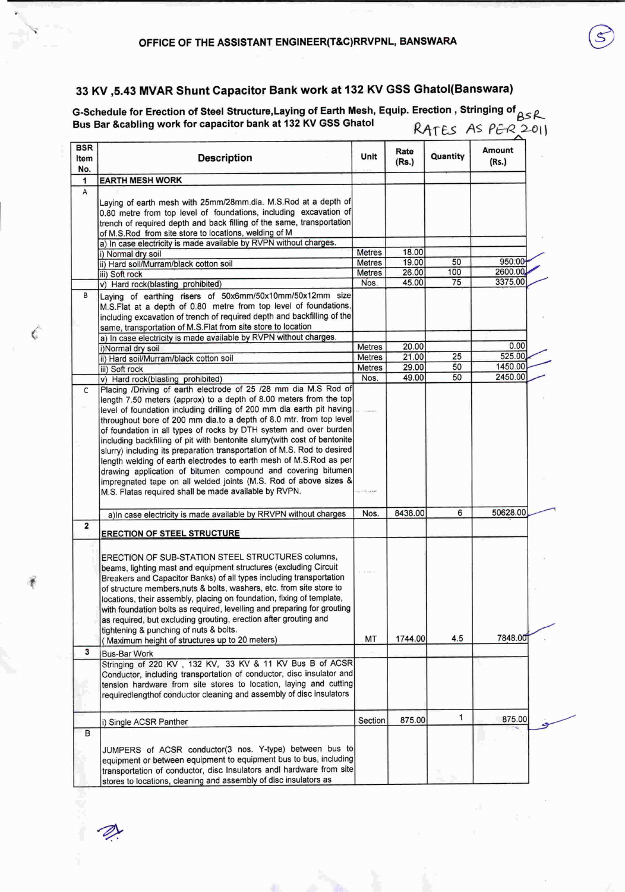OFFICE OF THE ASSISTANT ENGINEER(T&C)RRVPNL, BANSWARA

## 33 KV ,5.43 MVAR Shunt Capacitor Bank work at 132 KV GSS Ghatol(Banswara)

**G-Schedule for Erection of Steel Structure,Laying of Earth Mesh, Equip. Erection , Stringing of Bus Bar &cabling work for capacitor bank at 132 KV GSS Ghatol**

BSR RATES AS PER 2011

| BSR Item No. | Description | Unit | Rate (Rs.) | Quantity | Amount (Rs.) |
|---|---|---|---|---|---|
| 1 | EARTH MESH WORK | | | | |
| A | Laying of earth mesh with 25mm/28mm.dia. M.S.Rod at a depth of 0.80 metre from top level of foundations, including excavation of trench of required depth and back filling of the same, transportation of M.S.Rod from site store to locations, welding of M | | | | |
| | a) In case electricity is made available by RVPN without charges. | | | | |
| | i) Normal dry soil | Metres | 18.00 | | |
| | ii) Hard soil/Murram/black cotton soil | Metres | 19.00 | 50 | 950.00 |
| | iii) Soft rock | Metres | 26.00 | 100 | 2600.00 |
| | v) Hard rock(blasting prohibited) | Nos. | 45.00 | 75 | 3375.00 |
| B | Laying of earthing risers of 50x6mm/50x10mm/50x12mm size M.S.Flat at a depth of 0.80 metre from top level of foundations, including excavation of trench of required depth and backfilling of the same, transportation of M.S.Flat from site store to location | | | | |
| | a) In case electricity is made available by RVPN without charges. | | | | |
| | i)Normal dry soil | Metres | 20.00 | | 0.00 |
| | ii) Hard soil/Murram/black cotton soil | Metres | 21.00 | 25 | 525.00 |
| | iii) Soft rock | Metres | 29.00 | 50 | 1450.00 |
| | v) Hard rock(blasting prohibited) | Nos. | 49.00 | 50 | 2450.00 |
| C | Placing /Driving of earth electrode of 25 /28 mm dia M.S Rod of length 7.50 meters (approx) to a depth of 8.00 meters from the top level of foundation including drilling of 200 mm dia earth pit having throughout bore of 200 mm dia.to a depth of 8.0 mtr. from top level of foundation in all types of rocks by DTH system and over burden including backfilling of pit with bentonite slurry(with cost of bentonite slurry) including its preparation transportation of M.S. Rod to desired length welding of earth electrodes to earth mesh of M.S.Rod as per drawing application of bitumen compound and covering bitumen impregnated tape on all welded joints (M.S. Rod of above sizes & M.S. Flatas required shall be made available by RVPN. | | | | |
| | a)In case electricity is made available by RRVPN without charges | Nos. | 8438.00 | 6 | 50628.00 |
| 2 | ERECTION OF STEEL STRUCTURE | | | | |
| | ERECTION OF SUB-STATION STEEL STRUCTURES columns, beams, lighting mast and equipment structures (excluding Circuit Breakers and Capacitor Banks) of all types including transportation of structure members,nuts & bolts, washers, etc. from site store to locations, their assembly, placing on foundation, fixing of template, with foundation bolts as required, levelling and preparing for grouting as required, but excluding grouting, erection after grouting and tightening & punching of nuts & bolts. ( Maximum height of structures up to 20 meters) | MT | 1744.00 | 4.5 | 7848.00 |
| 3 | Bus-Bar Work | | | | |
| | Stringing of 220 KV , 132 KV, 33 KV & 11 KV Bus B of ACSR Conductor, including transportation of conductor, disc insulator and tension hardware from site stores to location, laying and cutting requiredlengthof conductor cleaning and assembly of disc insulators | | | | |
| | i) Single ACSR Panther | Section | 875.00 | 1 | 875.00 |
| B | JUMPERS of ACSR conductor(3 nos. Y-type) between bus to equipment or between equipment to equipment bus to bus, including transportation of conductor, disc Insulators andl hardware from site stores to locations, cleaning and assembly of disc insulators as | | | | |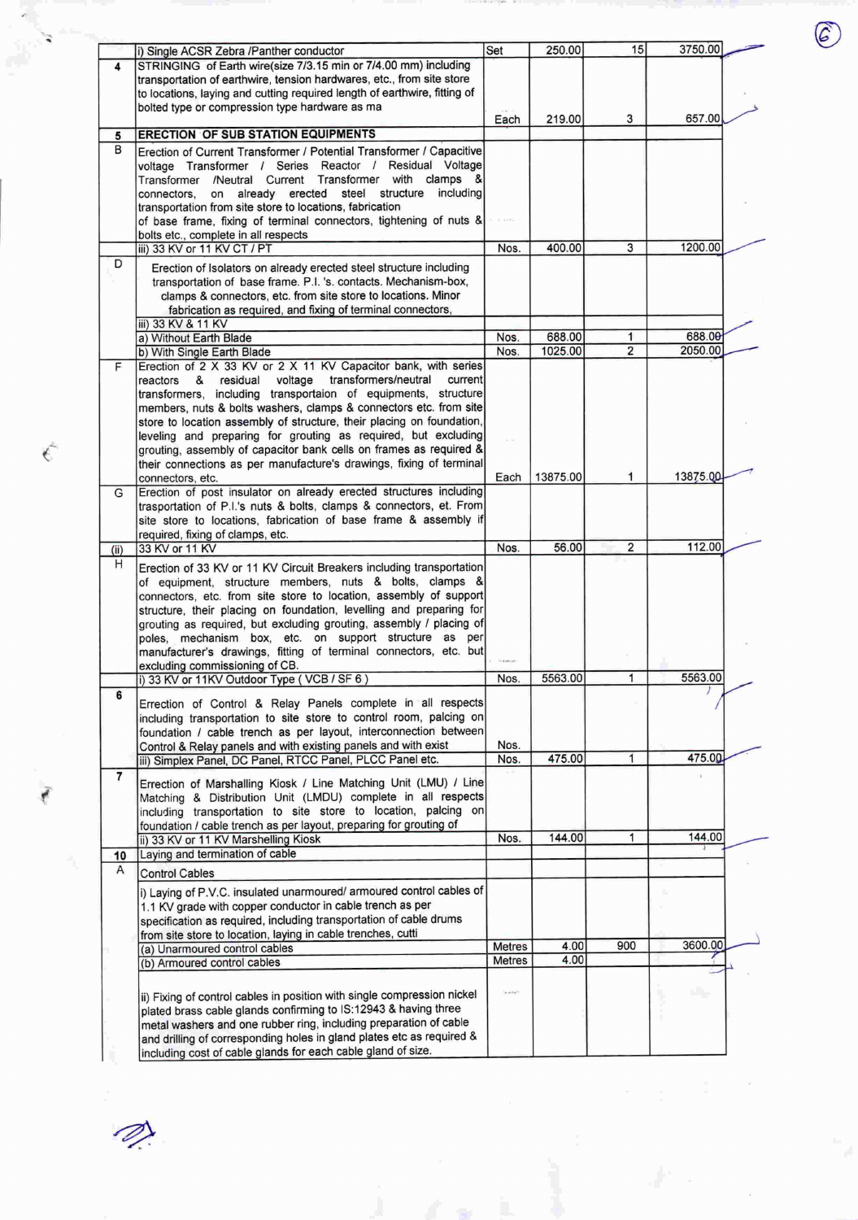| | | | | | |
|---|---|---|---|---|---|
| | i) Single ACSR Zebra /Panther conductor | Set | 250.00 | 15 | 3750.00 |
| 4 | STRINGING of Earth wire(size 7/3.15 min or 7/4.00 mm) including transportation of earthwire, tension hardwares, etc., from site store to locations, laying and cutting required length of earthwire, fitting of bolted type or compression type hardware as ma | Each | 219.00 | 3 | 657.00 |
| 5 | **ERECTION OF SUB STATION EQUIPMENTS** | | | | |
| B | Erection of Current Transformer / Potential Transformer / Capacitive voltage Transformer / Series Reactor / Residual Voltage Transformer /Neutral Current Transformer with clamps & connectors, on already erected steel structure including transportation from site store to locations, fabrication of base frame, fixing of terminal connectors, tightening of nuts & bolts etc., complete in all respects | | | | |
| | iii) 33 KV or 11 KV CT / PT | Nos. | 400.00 | 3 | 1200.00 |
| D | Erection of Isolators on already erected steel structure including transportation of base frame. P.I. 's. contacts. Mechanism-box, clamps & connectors, etc. from site store to locations. Minor fabrication as required, and fixing of terminal connectors, | | | | |
| | iii) 33 KV & 11 KV | | | | |
| | a) Without Earth Blade | Nos. | 688.00 | 1 | 688.00 |
| | b) With Single Earth Blade | Nos. | 1025.00 | 2 | 2050.00 |
| F | Erection of 2 X 33 KV or 2 X 11 KV Capacitor bank, with series reactors & residual voltage transformers/neutral current transformers, including transportation of equipments, structure members, nuts & bolts washers, clamps & connectors etc. from site store to location assembly of structure, their placing on foundation, leveling and preparing for grouting as required, but excluding grouting, assembly of capacitor bank cells on frames as required & their connections as per manufacture's drawings, fixing of terminal connectors, etc. | Each | 13875.00 | 1 | 13875.00 |
| G | Erection of post insulator on already erected structures including trasportation of P.I.'s nuts & bolts, clamps & connectors, et. From site store to locations, fabrication of base frame & assembly if required, fixing of clamps, etc. | | | | |
| (ii) | 33 KV or 11 KV | Nos. | 56.00 | 2 | 112.00 |
| H | Erection of 33 KV or 11 KV Circuit Breakers including transportation of equipment, structure members, nuts & bolts, clamps & connectors, etc. from site store to location, assembly of support structure, their placing on foundation, levelling and preparing for grouting as required, but excluding grouting, assembly / placing of poles, mechanism box, etc. on support structure as per manufacturer's drawings, fitting of terminal connectors, etc. but excluding commissioning of CB. | | | | |
| | i) 33 KV or 11KV Outdoor Type ( VCB / SF 6 ) | Nos. | 5563.00 | 1 | 5563.00 |
| 6 | Errection of Control & Relay Panels complete in all respects including transportation to site store to control room, palcing on foundation / cable trench as per layout, interconnection between Control & Relay panels and with existing panels and with exist | Nos. | | | |
| | iii) Simplex Panel, DC Panel, RTCC Panel, PLCC Panel etc. | Nos. | 475.00 | 1 | 475.00 |
| 7 | Errection of Marshalling Kiosk / Line Matching Unit (LMU) / Line Matching & Distribution Unit (LMDU) complete in all respects including transportation to site store to location, palcing on foundation / cable trench as per layout, preparing for grouting of | | | | |
| | ii) 33 KV or 11 KV Marshelling Kiosk | Nos. | 144.00 | 1 | 144.00 |
| 10 | Laying and termination of cable | | | | |
| A | Control Cables | | | | |
| | i) Laying of P.V.C. insulated unarmoured/ armoured control cables of 1.1 KV grade with copper conductor in cable trench as per specification as required, including transportation of cable drums from site store to location, laying in cable trenches, cutti | | | | |
| | (a) Unarmoured control cables | Metres | 4.00 | 900 | 3600.00 |
| | (b) Armoured control cables | Metres | 4.00 | | |
| | ii) Fixing of control cables in position with single compression nickel plated brass cable glands confirming to IS:12943 & having three metal washers and one rubber ring, including preparation of cable and drilling of corresponding holes in gland plates etc as required & including cost of cable glands for each cable gland of size. | | | | |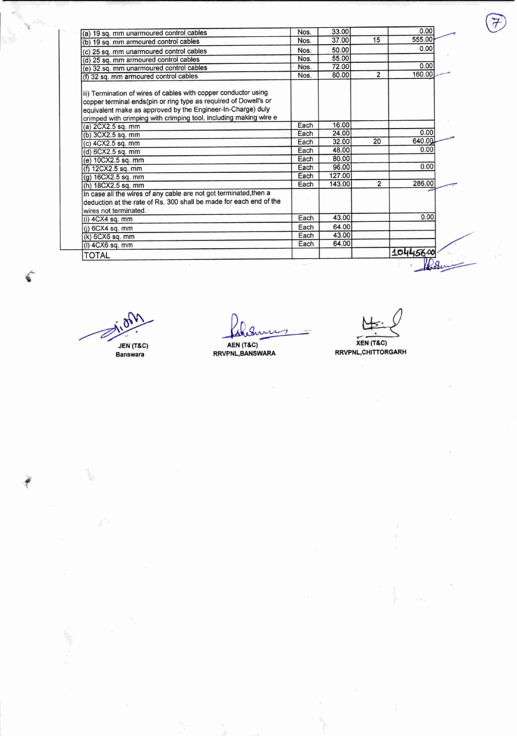| | | | | |
|---|---|---|---|---|
| (a) 19 sq. mm unarmoured control cables | Nos. | 33.00 | | 0.00 |
| (b) 19 sq. mm armoured control cables | Nos. | 37.00 | 15 | 555.00 |
| (c) 25 sq. mm unarmoured control cables | Nos. | 50.00 | | 0.00 |
| (d) 25 sq. mm armoured control cables | Nos. | 55.00 | | |
| (e) 32 sq. mm unarmoured control cables | Nos. | 72.00 | | 0.00 |
| (f) 32 sq. mm armoured control cables | Nos. | 80.00 | 2 | 160.00 |
| iii) Termination of wires of cables with copper conductor using copper terminal ends(pin or ring type as required of Dowell's or equivalent make as approved by the Engineer-In-Charge) duly crimped with crimping with crimping tool, including making wire e | | | | |
| (a) 2CX2.5 sq. mm | Each | 16.00 | | |
| (b) 3CX2.5 sq. mm | Each | 24.00 | | 0.00 |
| (c) 4CX2.5 sq. mm | Each | 32.00 | 20 | 640.00 |
| (d) 6CX2.5 sq. mm | Each | 48.00 | | 0.00 |
| (e) 10CX2.5 sq. mm | Each | 80.00 | | |
| (f) 12CX2.5 sq. mm | Each | 96.00 | | 0.00 |
| (g) 16CX2.5 sq. mm | Each | 127.00 | | |
| (h) 18CX2.5 sq. mm | Each | 143.00 | 2 | 286.00 |
| In case all the wires of any cable are not got terminated,then a deduction at the rate of Rs. 300 shall be made for each end of the wires not terminated. | | | | |
| (i) 4CX4 sq. mm | Each | 43.00 | | 0.00 |
| (j) 6CX4 sq. mm | Each | 64.00 | | |
| (k) 6CX6 sq. mm | Each | 43.00 | | |
| (l) 4CX6 sq. mm | Each | 64.00 | | |
| TOTAL | | | | 104456.00 |

JEN (T&C)
Banswara

AEN (T&C)
RRVPNL,BANSWARA

XEN (T&C)
RRVPNL,CHITTORGARH